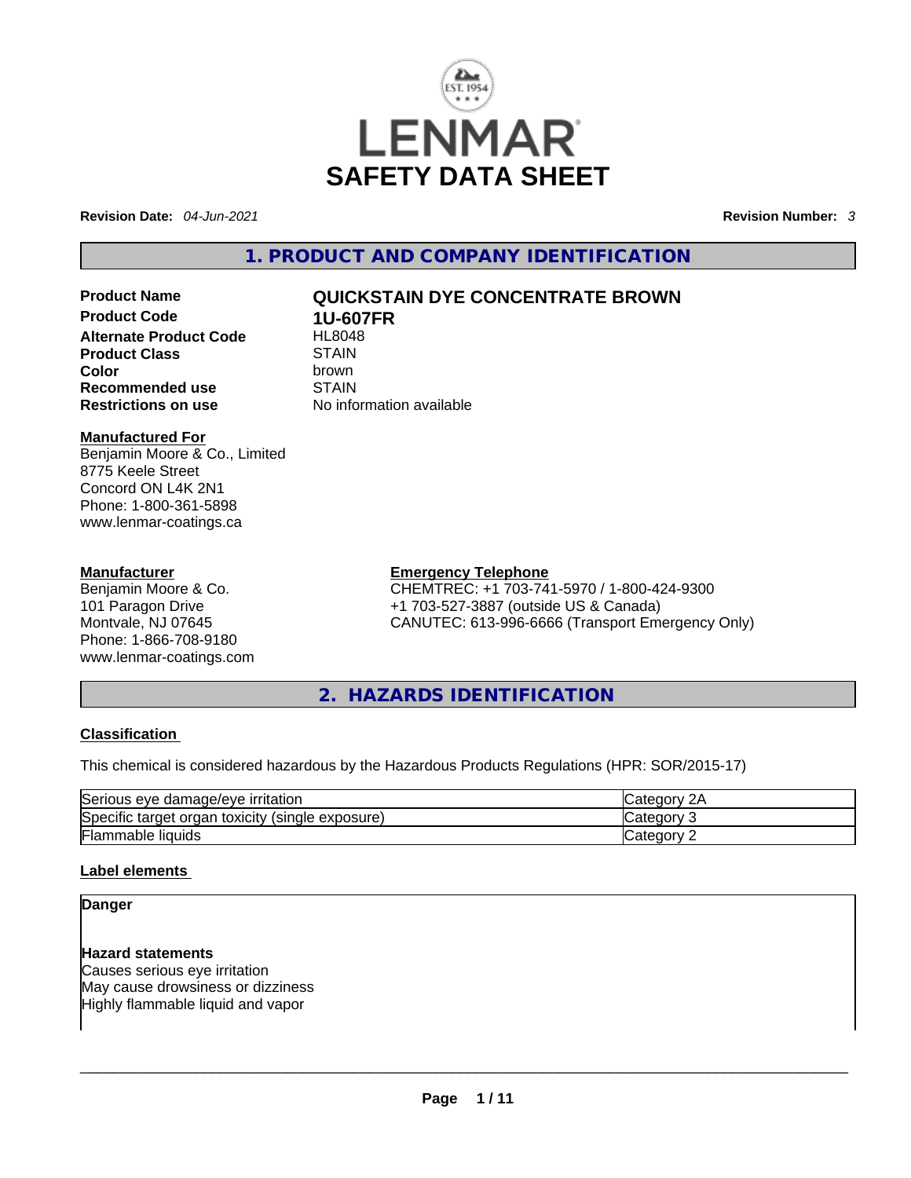# SAFETY DATA SHEET

**Revision Date:** *04-Jun-2021*

**Revision Number:** *3*

## 1. PRODUCT AND COMPANY IDENTIFICATION

| | |
|---|---|
| **Product Name** | **QUICKSTAIN DYE CONCENTRATE BROWN** |
| **Product Code** | **1U-607FR** |
| **Alternate Product Code** | HL8048 |
| **Product Class** | STAIN |
| **Color** | brown |
| **Recommended use** | STAIN |
| **Restrictions on use** | No information available |

**Manufactured For**
Benjamin Moore & Co., Limited
8775 Keele Street
Concord ON L4K 2N1
Phone: 1-800-361-5898
www.lenmar-coatings.ca

**Manufacturer**
Benjamin Moore & Co.
101 Paragon Drive
Montvale, NJ 07645
Phone: 1-866-708-9180
www.lenmar-coatings.com

**Emergency Telephone**
CHEMTREC: +1 703-741-5970 / 1-800-424-9300
+1 703-527-3887 (outside US & Canada)
CANUTEC: 613-996-6666 (Transport Emergency Only)

## 2. HAZARDS IDENTIFICATION

**Classification**

This chemical is considered hazardous by the Hazardous Products Regulations (HPR: SOR/2015-17)

| Hazard | Category |
|---|---|
| Serious eye damage/eye irritation | Category 2A |
| Specific target organ toxicity (single exposure) | Category 3 |
| Flammable liquids | Category 2 |

**Label elements**

**Danger**

**Hazard statements**
Causes serious eye irritation
May cause drowsiness or dizziness
Highly flammable liquid and vapor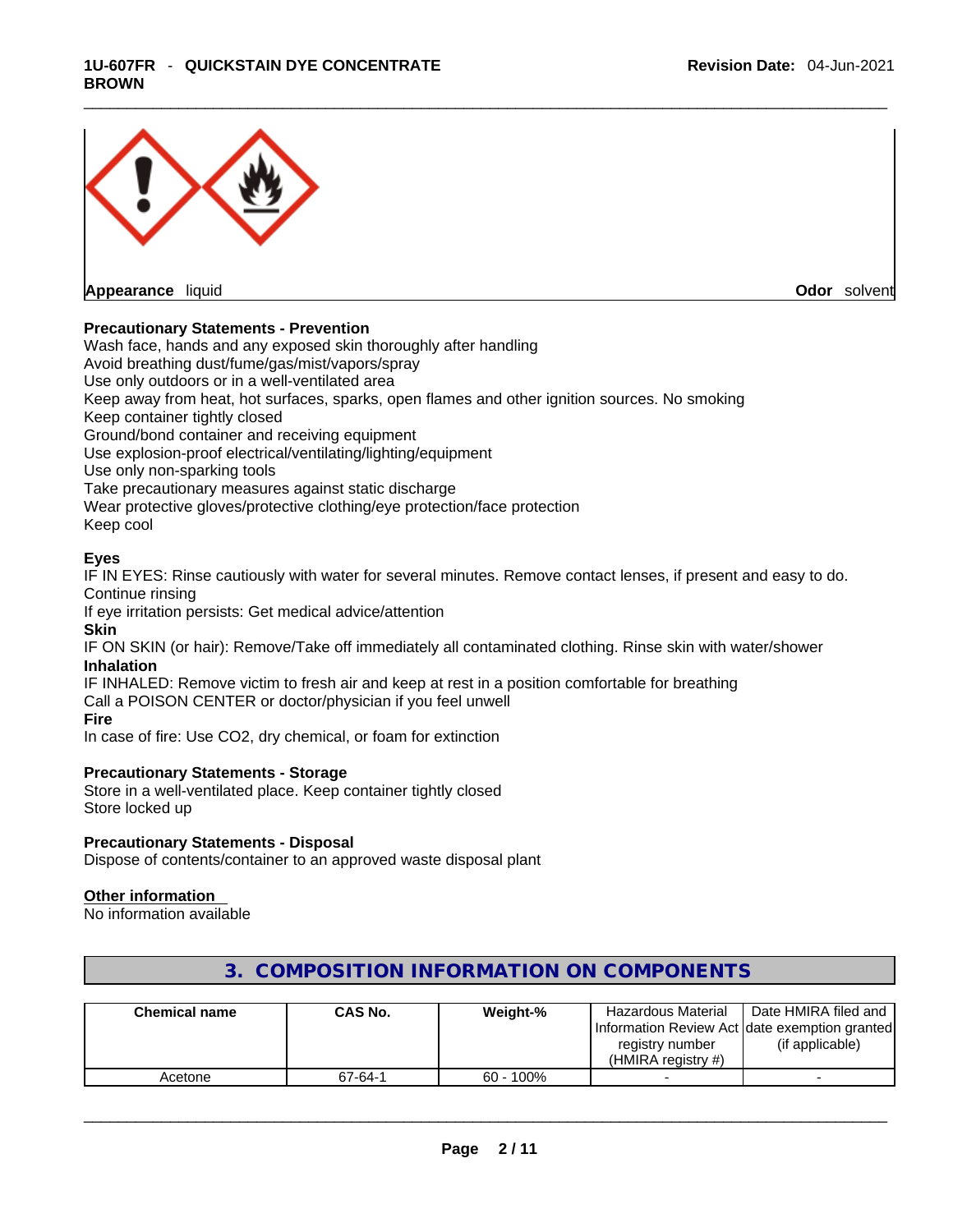**Appearance** liquid **Odor** solvent

**Precautionary Statements - Prevention**

Wash face, hands and any exposed skin thoroughly after handling
Avoid breathing dust/fume/gas/mist/vapors/spray
Use only outdoors or in a well-ventilated area
Keep away from heat, hot surfaces, sparks, open flames and other ignition sources. No smoking
Keep container tightly closed
Ground/bond container and receiving equipment
Use explosion-proof electrical/ventilating/lighting/equipment
Use only non-sparking tools
Take precautionary measures against static discharge
Wear protective gloves/protective clothing/eye protection/face protection
Keep cool

**Eyes**

IF IN EYES: Rinse cautiously with water for several minutes. Remove contact lenses, if present and easy to do. Continue rinsing
If eye irritation persists: Get medical advice/attention

**Skin**

IF ON SKIN (or hair): Remove/Take off immediately all contaminated clothing. Rinse skin with water/shower

**Inhalation**

IF INHALED: Remove victim to fresh air and keep at rest in a position comfortable for breathing
Call a POISON CENTER or doctor/physician if you feel unwell

**Fire**

In case of fire: Use CO2, dry chemical, or foam for extinction

**Precautionary Statements - Storage**

Store in a well-ventilated place. Keep container tightly closed
Store locked up

**Precautionary Statements - Disposal**

Dispose of contents/container to an approved waste disposal plant

**Other information**

No information available

## 3. COMPOSITION INFORMATION ON COMPONENTS

| Chemical name | CAS No. | Weight-% | Hazardous Material Information Review Act registry number (HMIRA registry #) | Date HMIRA filed and date exemption granted (if applicable) |
|---|---|---|---|---|
| Acetone | 67-64-1 | 60 - 100% | - | - |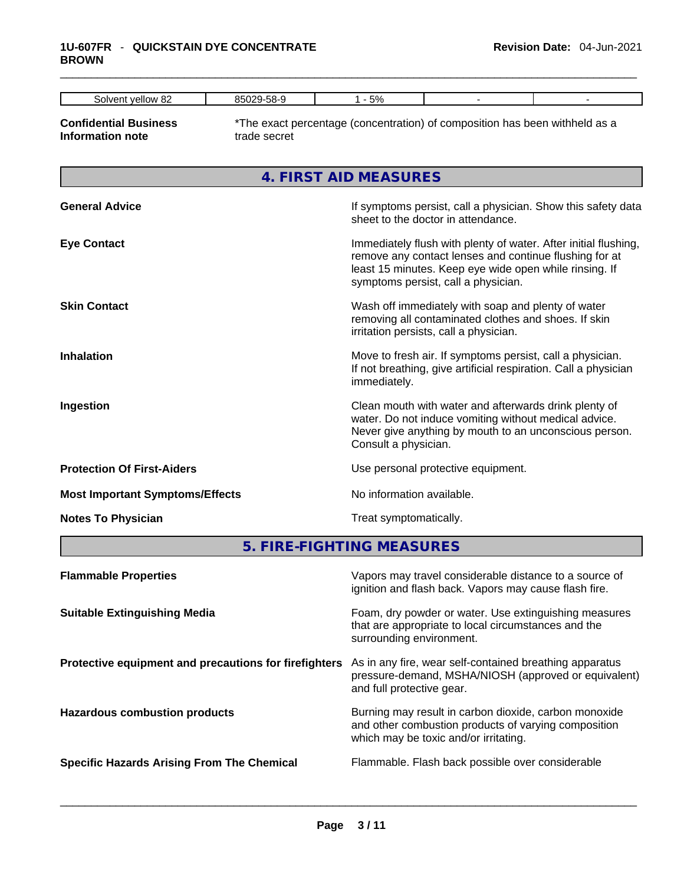| Solvent yellow 82 | 85029-58-9 | 1 - 5% | - | - |
|---|---|---|---|---|

**Confidential Business Information note**

*The exact percentage (concentration) of composition has been withheld as a trade secret

## 4. FIRST AID MEASURES

**General Advice** If symptoms persist, call a physician. Show this safety data sheet to the doctor in attendance.

**Eye Contact** Immediately flush with plenty of water. After initial flushing, remove any contact lenses and continue flushing for at least 15 minutes. Keep eye wide open while rinsing. If symptoms persist, call a physician.

**Skin Contact** Wash off immediately with soap and plenty of water removing all contaminated clothes and shoes. If skin irritation persists, call a physician.

**Inhalation** Move to fresh air. If symptoms persist, call a physician. If not breathing, give artificial respiration. Call a physician immediately.

**Ingestion** Clean mouth with water and afterwards drink plenty of water. Do not induce vomiting without medical advice. Never give anything by mouth to an unconscious person. Consult a physician.

**Protection Of First-Aiders** Use personal protective equipment.

**Most Important Symptoms/Effects** No information available.

**Notes To Physician** Treat symptomatically.

## 5. FIRE-FIGHTING MEASURES

**Flammable Properties** Vapors may travel considerable distance to a source of ignition and flash back. Vapors may cause flash fire.

**Suitable Extinguishing Media** Foam, dry powder or water. Use extinguishing measures that are appropriate to local circumstances and the surrounding environment.

**Protective equipment and precautions for firefighters** As in any fire, wear self-contained breathing apparatus pressure-demand, MSHA/NIOSH (approved or equivalent) and full protective gear.

**Hazardous combustion products** Burning may result in carbon dioxide, carbon monoxide and other combustion products of varying composition which may be toxic and/or irritating.

**Specific Hazards Arising From The Chemical** Flammable. Flash back possible over considerable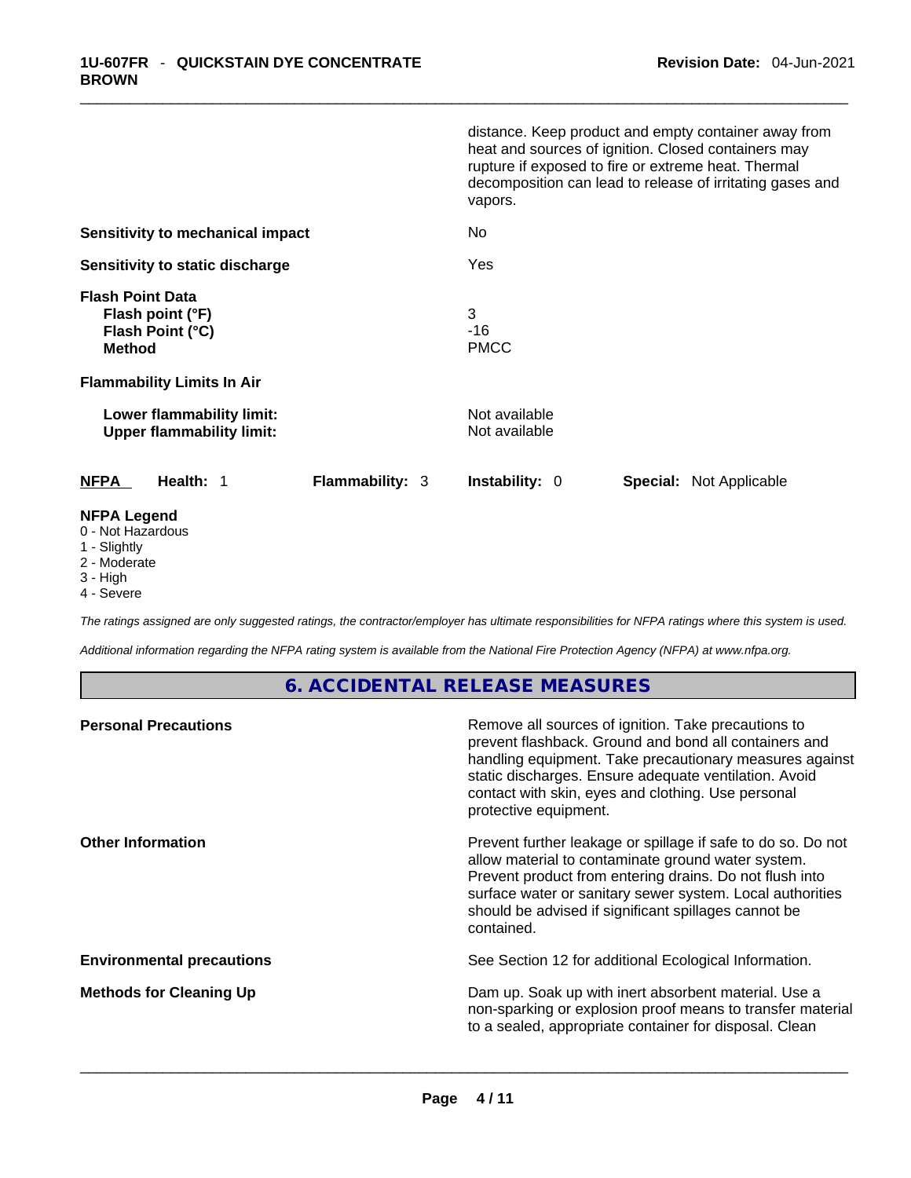| | |
|---|---|
| | distance. Keep product and empty container away from heat and sources of ignition. Closed containers may rupture if exposed to fire or extreme heat. Thermal decomposition can lead to release of irritating gases and vapors. |
| **Sensitivity to mechanical impact** | No |
| **Sensitivity to static discharge** | Yes |

**Flash Point Data**

| | |
|---|---|
| **Flash point (°F)** | 3 |
| **Flash Point (°C)** | -16 |
| **Method** | PMCC |

**Flammability Limits In Air**

| | |
|---|---|
| **Lower flammability limit:** | Not available |
| **Upper flammability limit:** | Not available |

| **NFPA** | **Health:** 1 | **Flammability:** 3 | **Instability:** 0 | **Special:** Not Applicable |
|---|---|---|---|---|

**NFPA Legend**

- 0 - Not Hazardous
- 1 - Slightly
- 2 - Moderate
- 3 - High
- 4 - Severe

*The ratings assigned are only suggested ratings, the contractor/employer has ultimate responsibilities for NFPA ratings where this system is used.*

*Additional information regarding the NFPA rating system is available from the National Fire Protection Agency (NFPA) at www.nfpa.org.*

## 6. ACCIDENTAL RELEASE MEASURES

| | |
|---|---|
| **Personal Precautions** | Remove all sources of ignition. Take precautions to prevent flashback. Ground and bond all containers and handling equipment. Take precautionary measures against static discharges. Ensure adequate ventilation. Avoid contact with skin, eyes and clothing. Use personal protective equipment. |
| **Other Information** | Prevent further leakage or spillage if safe to do so. Do not allow material to contaminate ground water system. Prevent product from entering drains. Do not flush into surface water or sanitary sewer system. Local authorities should be advised if significant spillages cannot be contained. |
| **Environmental precautions** | See Section 12 for additional Ecological Information. |
| **Methods for Cleaning Up** | Dam up. Soak up with inert absorbent material. Use a non-sparking or explosion proof means to transfer material to a sealed, appropriate container for disposal. Clean |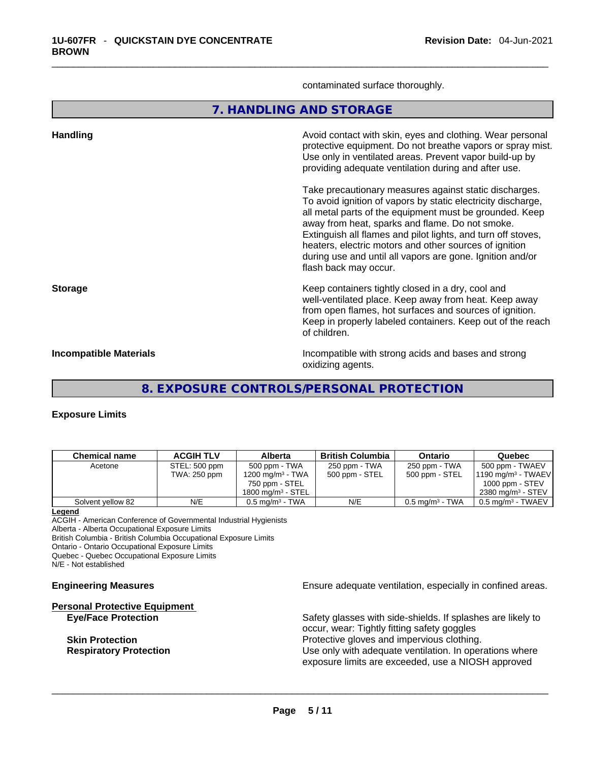contaminated surface thoroughly.

## 7. HANDLING AND STORAGE

**Handling**

Avoid contact with skin, eyes and clothing. Wear personal protective equipment. Do not breathe vapors or spray mist. Use only in ventilated areas. Prevent vapor build-up by providing adequate ventilation during and after use.

Take precautionary measures against static discharges. To avoid ignition of vapors by static electricity discharge, all metal parts of the equipment must be grounded. Keep away from heat, sparks and flame. Do not smoke. Extinguish all flames and pilot lights, and turn off stoves, heaters, electric motors and other sources of ignition during use and until all vapors are gone. Ignition and/or flash back may occur.

**Storage**

Keep containers tightly closed in a dry, cool and well-ventilated place. Keep away from heat. Keep away from open flames, hot surfaces and sources of ignition. Keep in properly labeled containers. Keep out of the reach of children.

**Incompatible Materials**

Incompatible with strong acids and bases and strong oxidizing agents.

## 8. EXPOSURE CONTROLS/PERSONAL PROTECTION

**Exposure Limits**

| Chemical name | ACGIH TLV | Alberta | British Columbia | Ontario | Quebec |
|---|---|---|---|---|---|
| Acetone | STEL: 500 ppm<br>TWA: 250 ppm | 500 ppm - TWA<br>1200 mg/m³ - TWA<br>750 ppm - STEL<br>1800 mg/m³ - STEL | 250 ppm - TWA<br>500 ppm - STEL | 250 ppm - TWA<br>500 ppm - STEL | 500 ppm - TWAEV<br>1190 mg/m³ - TWAEV<br>1000 ppm - STEV<br>2380 mg/m³ - STEV |
| Solvent yellow 82 | N/E | 0.5 mg/m³ - TWA | N/E | 0.5 mg/m³ - TWA | 0.5 mg/m³ - TWAEV |

**Legend**

ACGIH - American Conference of Governmental Industrial Hygienists
Alberta - Alberta Occupational Exposure Limits
British Columbia - British Columbia Occupational Exposure Limits
Ontario - Ontario Occupational Exposure Limits
Quebec - Quebec Occupational Exposure Limits
N/E - Not established

**Engineering Measures**

Ensure adequate ventilation, especially in confined areas.

**Personal Protective Equipment**

**Eye/Face Protection**

Safety glasses with side-shields. If splashes are likely to occur, wear: Tightly fitting safety goggles

**Skin Protection**

Protective gloves and impervious clothing.

**Respiratory Protection**

Use only with adequate ventilation. In operations where exposure limits are exceeded, use a NIOSH approved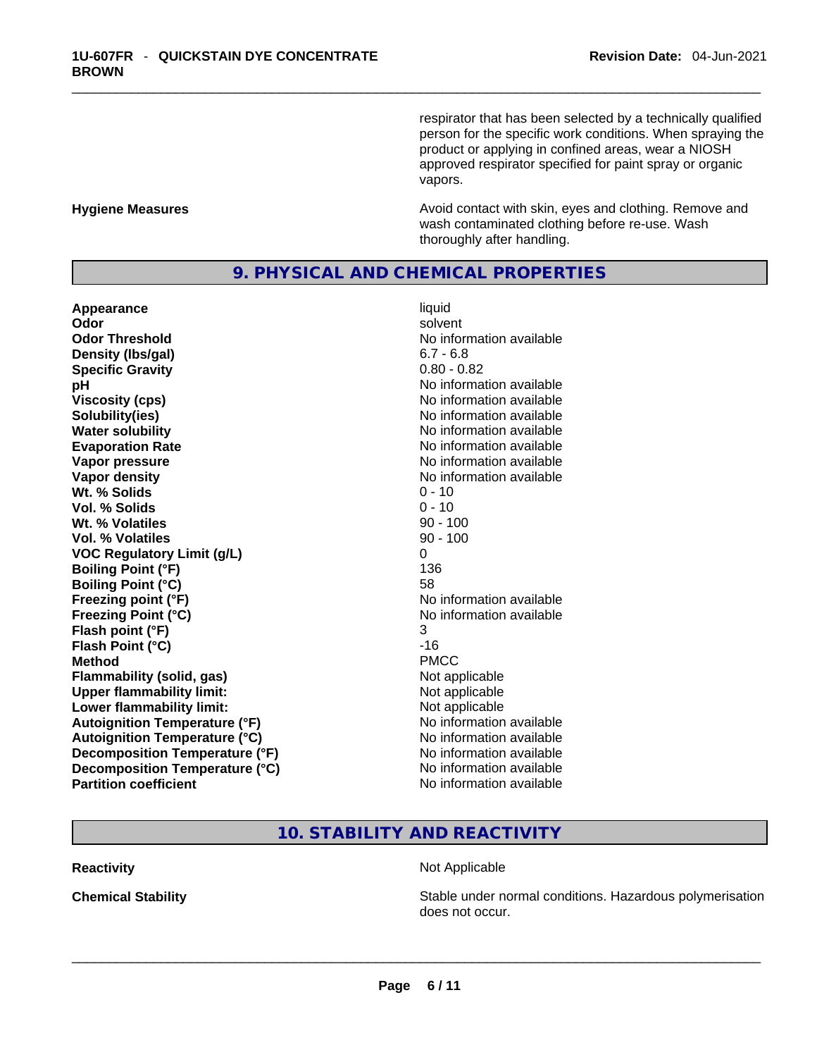respirator that has been selected by a technically qualified person for the specific work conditions. When spraying the product or applying in confined areas, wear a NIOSH approved respirator specified for paint spray or organic vapors.

**Hygiene Measures**

Avoid contact with skin, eyes and clothing. Remove and wash contaminated clothing before re-use. Wash thoroughly after handling.

## 9. PHYSICAL AND CHEMICAL PROPERTIES

| | |
|---|---|
| **Appearance** | liquid |
| **Odor** | solvent |
| **Odor Threshold** | No information available |
| **Density (lbs/gal)** | 6.7 - 6.8 |
| **Specific Gravity** | 0.80 - 0.82 |
| **pH** | No information available |
| **Viscosity (cps)** | No information available |
| **Solubility(ies)** | No information available |
| **Water solubility** | No information available |
| **Evaporation Rate** | No information available |
| **Vapor pressure** | No information available |
| **Vapor density** | No information available |
| **Wt. % Solids** | 0 - 10 |
| **Vol. % Solids** | 0 - 10 |
| **Wt. % Volatiles** | 90 - 100 |
| **Vol. % Volatiles** | 90 - 100 |
| **VOC Regulatory Limit (g/L)** | 0 |
| **Boiling Point (°F)** | 136 |
| **Boiling Point (°C)** | 58 |
| **Freezing point (°F)** | No information available |
| **Freezing Point (°C)** | No information available |
| **Flash point (°F)** | 3 |
| **Flash Point (°C)** | -16 |
| **Method** | PMCC |
| **Flammability (solid, gas)** | Not applicable |
| **Upper flammability limit:** | Not applicable |
| **Lower flammability limit:** | Not applicable |
| **Autoignition Temperature (°F)** | No information available |
| **Autoignition Temperature (°C)** | No information available |
| **Decomposition Temperature (°F)** | No information available |
| **Decomposition Temperature (°C)** | No information available |
| **Partition coefficient** | No information available |

## 10. STABILITY AND REACTIVITY

**Reactivity**

Not Applicable

**Chemical Stability**

Stable under normal conditions. Hazardous polymerisation does not occur.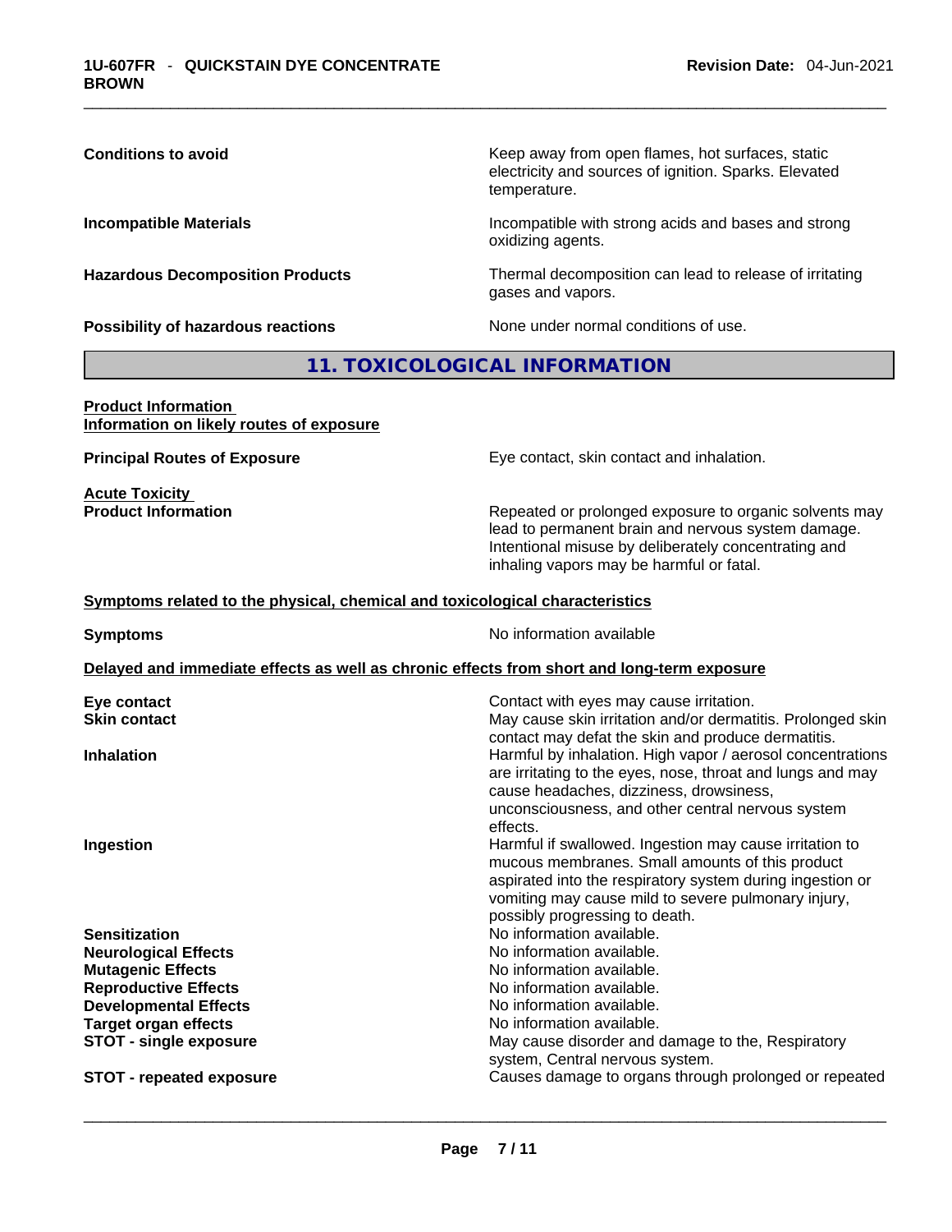**Conditions to avoid** | Keep away from open flames, hot surfaces, static electricity and sources of ignition. Sparks. Elevated temperature.

**Incompatible Materials** | Incompatible with strong acids and bases and strong oxidizing agents.

**Hazardous Decomposition Products** | Thermal decomposition can lead to release of irritating gases and vapors.

**Possibility of hazardous reactions** | None under normal conditions of use.

## 11. TOXICOLOGICAL INFORMATION

**Product Information**
**Information on likely routes of exposure**

| | |
|---|---|
| **Principal Routes of Exposure** | Eye contact, skin contact and inhalation. |

**Acute Toxicity**

| | |
|---|---|
| **Product Information** | Repeated or prolonged exposure to organic solvents may lead to permanent brain and nervous system damage. Intentional misuse by deliberately concentrating and inhaling vapors may be harmful or fatal. |

**Symptoms related to the physical, chemical and toxicological characteristics**

| | |
|---|---|
| **Symptoms** | No information available |

**Delayed and immediate effects as well as chronic effects from short and long-term exposure**

| | |
|---|---|
| **Eye contact** | Contact with eyes may cause irritation. |
| **Skin contact** | May cause skin irritation and/or dermatitis. Prolonged skin contact may defat the skin and produce dermatitis. |
| **Inhalation** | Harmful by inhalation. High vapor / aerosol concentrations are irritating to the eyes, nose, throat and lungs and may cause headaches, dizziness, drowsiness, unconsciousness, and other central nervous system effects. |
| **Ingestion** | Harmful if swallowed. Ingestion may cause irritation to mucous membranes. Small amounts of this product aspirated into the respiratory system during ingestion or vomiting may cause mild to severe pulmonary injury, possibly progressing to death. |
| **Sensitization** | No information available. |
| **Neurological Effects** | No information available. |
| **Mutagenic Effects** | No information available. |
| **Reproductive Effects** | No information available. |
| **Developmental Effects** | No information available. |
| **Target organ effects** | No information available. |
| **STOT - single exposure** | May cause disorder and damage to the, Respiratory system, Central nervous system. |
| **STOT - repeated exposure** | Causes damage to organs through prolonged or repeated |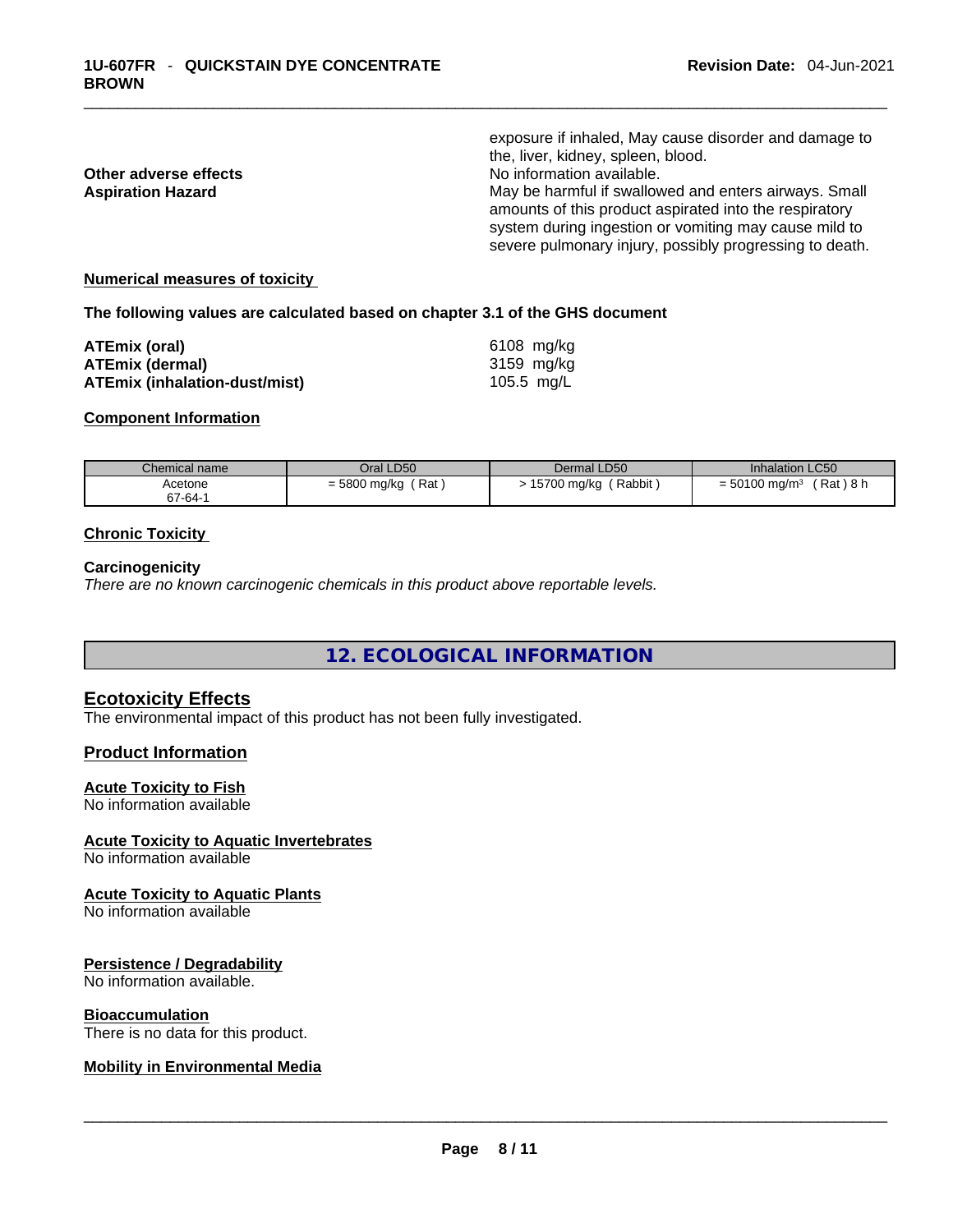exposure if inhaled, May cause disorder and damage to the, liver, kidney, spleen, blood.

**Other adverse effects** No information available.

**Aspiration Hazard** May be harmful if swallowed and enters airways. Small amounts of this product aspirated into the respiratory system during ingestion or vomiting may cause mild to severe pulmonary injury, possibly progressing to death.

**Numerical measures of toxicity**

**The following values are calculated based on chapter 3.1 of the GHS document**

| | |
|---|---|
| **ATEmix (oral)** | 6108 mg/kg |
| **ATEmix (dermal)** | 3159 mg/kg |
| **ATEmix (inhalation-dust/mist)** | 105.5 mg/L |

**Component Information**

| Chemical name | Oral LD50 | Dermal LD50 | Inhalation LC50 |
|---|---|---|---|
| Acetone<br>67-64-1 | = 5800 mg/kg ( Rat ) | > 15700 mg/kg ( Rabbit ) | = 50100 mg/m³ ( Rat ) 8 h |

**Chronic Toxicity**

**Carcinogenicity**

*There are no known carcinogenic chemicals in this product above reportable levels.*

# 12. ECOLOGICAL INFORMATION

## Ecotoxicity Effects

The environmental impact of this product has not been fully investigated.

## Product Information

**Acute Toxicity to Fish**

No information available

**Acute Toxicity to Aquatic Invertebrates**

No information available

**Acute Toxicity to Aquatic Plants**

No information available

**Persistence / Degradability**

No information available.

**Bioaccumulation**

There is no data for this product.

**Mobility in Environmental Media**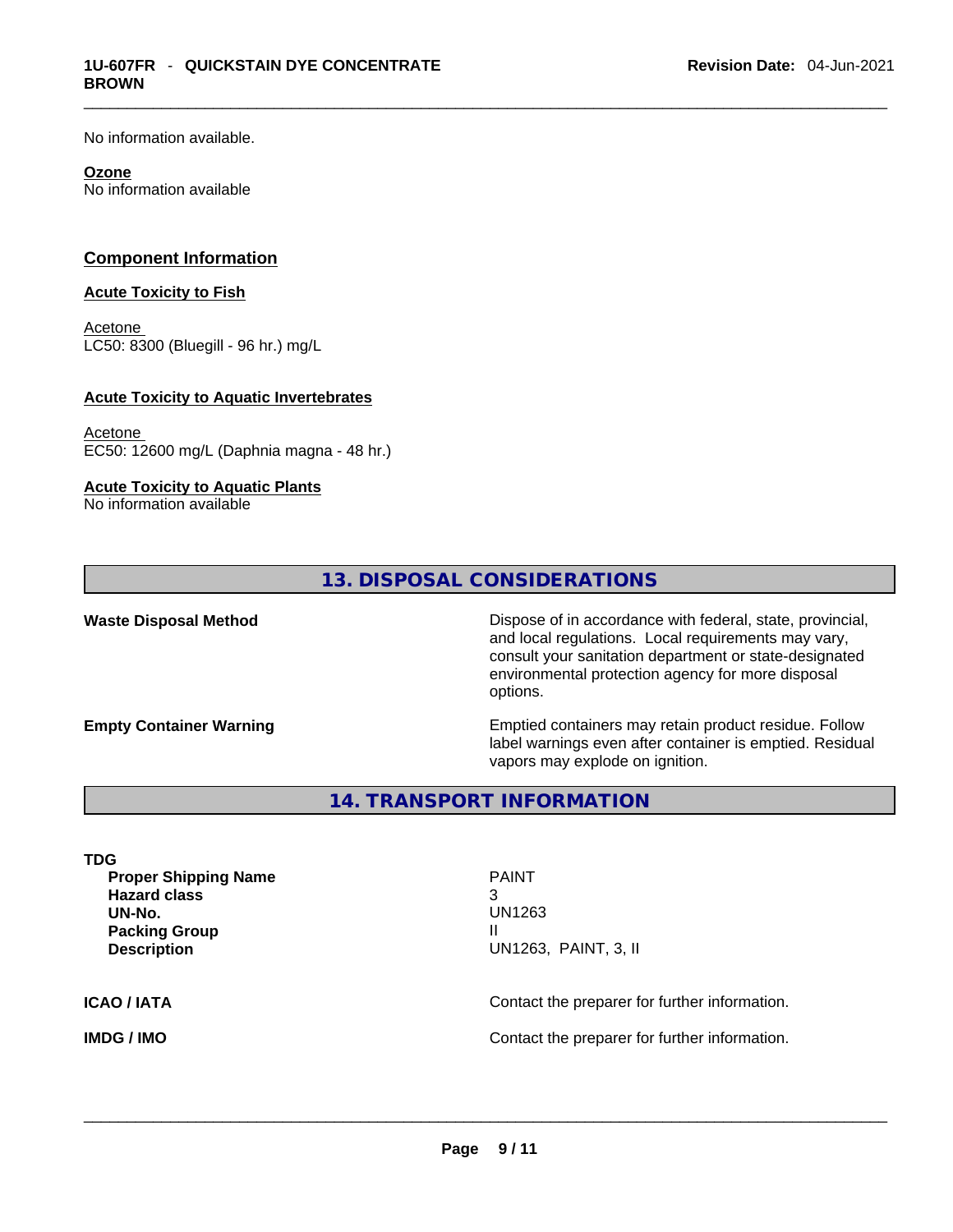No information available.

**Ozone**
No information available

## Component Information

**Acute Toxicity to Fish**

Acetone
LC50: 8300 (Bluegill - 96 hr.) mg/L

**Acute Toxicity to Aquatic Invertebrates**

Acetone
EC50: 12600 mg/L (Daphnia magna - 48 hr.)

**Acute Toxicity to Aquatic Plants**
No information available

## 13. DISPOSAL CONSIDERATIONS

| | |
|---|---|
| **Waste Disposal Method** | Dispose of in accordance with federal, state, provincial, and local regulations. Local requirements may vary, consult your sanitation department or state-designated environmental protection agency for more disposal options. |
| **Empty Container Warning** | Emptied containers may retain product residue. Follow label warnings even after container is emptied. Residual vapors may explode on ignition. |

## 14. TRANSPORT INFORMATION

**TDG**

| | |
|---|---|
| **Proper Shipping Name** | PAINT |
| **Hazard class** | 3 |
| **UN-No.** | UN1263 |
| **Packing Group** | II |
| **Description** | UN1263, PAINT, 3, II |

| | |
|---|---|
| **ICAO / IATA** | Contact the preparer for further information. |
| **IMDG / IMO** | Contact the preparer for further information. |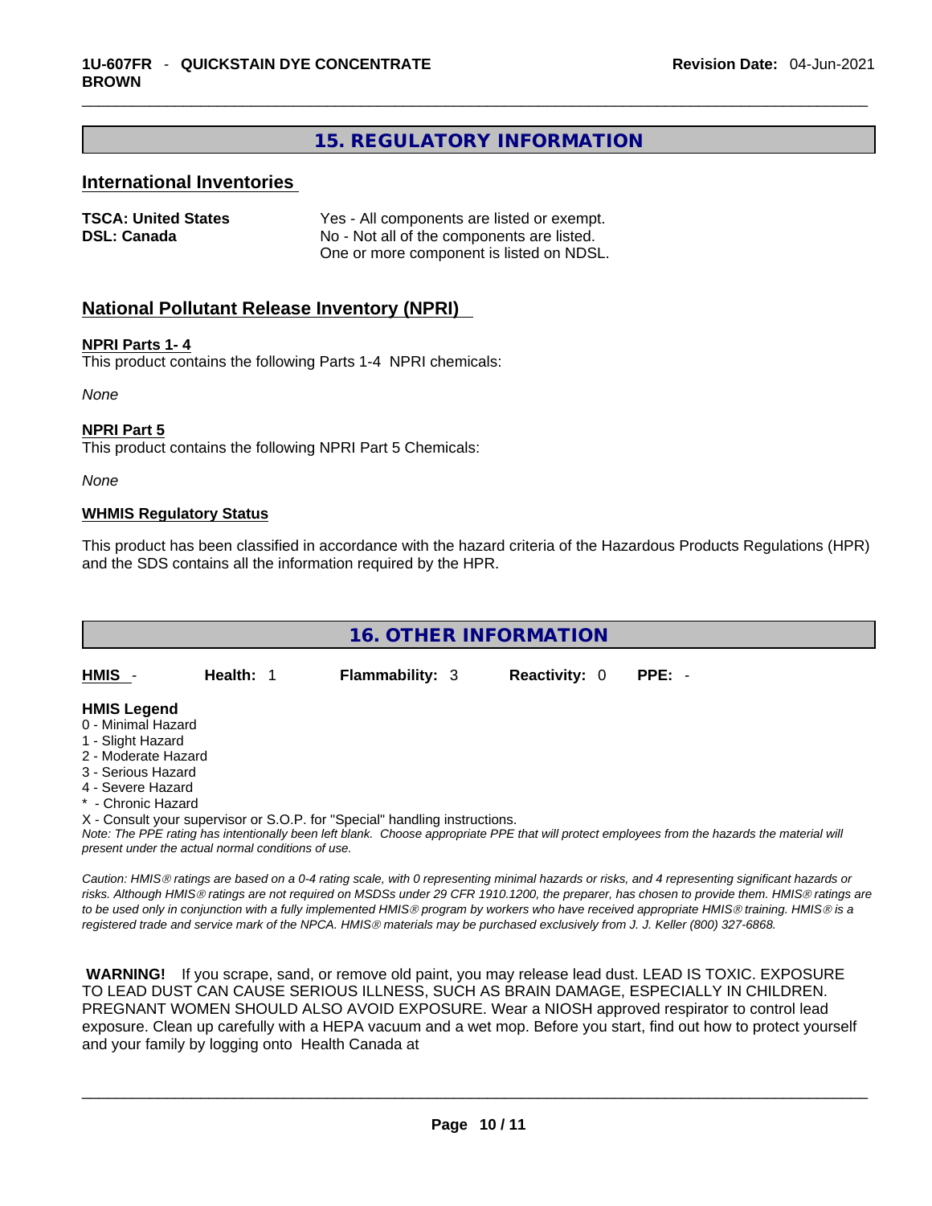## 15. REGULATORY INFORMATION

### International Inventories

| | |
|---|---|
| **TSCA: United States** | Yes - All components are listed or exempt. |
| **DSL: Canada** | No - Not all of the components are listed. One or more component is listed on NDSL. |

### National Pollutant Release Inventory (NPRI)

**NPRI Parts 1- 4**

This product contains the following Parts 1-4 NPRI chemicals:

*None*

**NPRI Part 5**

This product contains the following NPRI Part 5 Chemicals:

*None*

**WHMIS Regulatory Status**

This product has been classified in accordance with the hazard criteria of the Hazardous Products Regulations (HPR) and the SDS contains all the information required by the HPR.

## 16. OTHER INFORMATION

| **HMIS** - | **Health:** 1 | **Flammability:** 3 | **Reactivity:** 0 | **PPE:** - |
|---|---|---|---|---|

**HMIS Legend**

0 - Minimal Hazard
1 - Slight Hazard
2 - Moderate Hazard
3 - Serious Hazard
4 - Severe Hazard
* - Chronic Hazard
X - Consult your supervisor or S.O.P. for "Special" handling instructions.

*Note: The PPE rating has intentionally been left blank. Choose appropriate PPE that will protect employees from the hazards the material will present under the actual normal conditions of use.*

*Caution: HMIS® ratings are based on a 0-4 rating scale, with 0 representing minimal hazards or risks, and 4 representing significant hazards or risks. Although HMIS® ratings are not required on MSDSs under 29 CFR 1910.1200, the preparer, has chosen to provide them. HMIS® ratings are to be used only in conjunction with a fully implemented HMIS® program by workers who have received appropriate HMIS® training. HMIS® is a registered trade and service mark of the NPCA. HMIS® materials may be purchased exclusively from J. J. Keller (800) 327-6868.*

**WARNING!** If you scrape, sand, or remove old paint, you may release lead dust. LEAD IS TOXIC. EXPOSURE TO LEAD DUST CAN CAUSE SERIOUS ILLNESS, SUCH AS BRAIN DAMAGE, ESPECIALLY IN CHILDREN. PREGNANT WOMEN SHOULD ALSO AVOID EXPOSURE. Wear a NIOSH approved respirator to control lead exposure. Clean up carefully with a HEPA vacuum and a wet mop. Before you start, find out how to protect yourself and your family by logging onto Health Canada at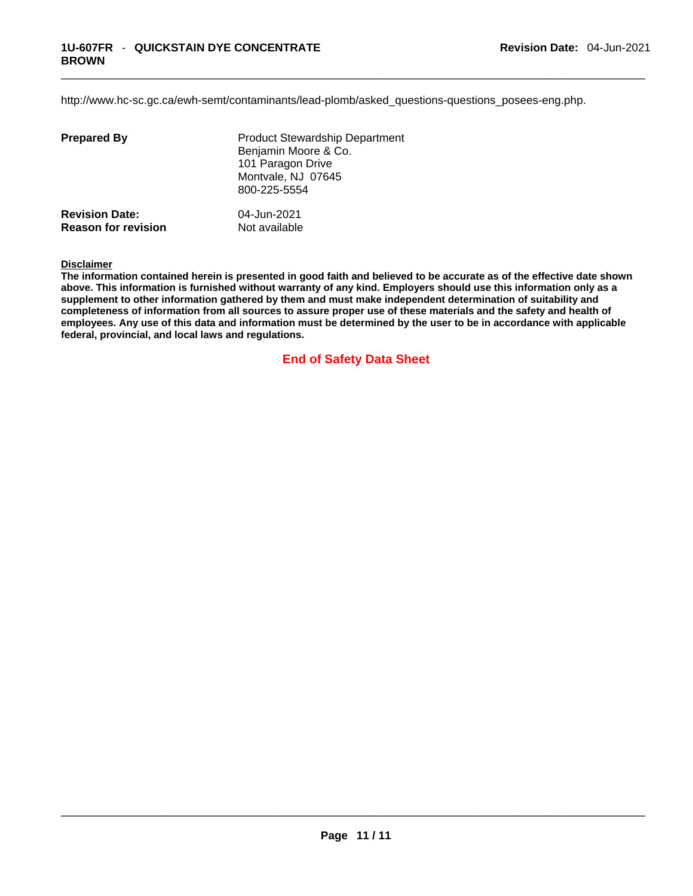http://www.hc-sc.gc.ca/ewh-semt/contaminants/lead-plomb/asked_questions-questions_posees-eng.php.

| | |
|---|---|
| **Prepared By** | Product Stewardship Department<br>Benjamin Moore & Co.<br>101 Paragon Drive<br>Montvale, NJ 07645<br>800-225-5554 |
| **Revision Date:** | 04-Jun-2021 |
| **Reason for revision** | Not available |

**Disclaimer**

**The information contained herein is presented in good faith and believed to be accurate as of the effective date shown above. This information is furnished without warranty of any kind. Employers should use this information only as a supplement to other information gathered by them and must make independent determination of suitability and completeness of information from all sources to assure proper use of these materials and the safety and health of employees. Any use of this data and information must be determined by the user to be in accordance with applicable federal, provincial, and local laws and regulations.**

**End of Safety Data Sheet**